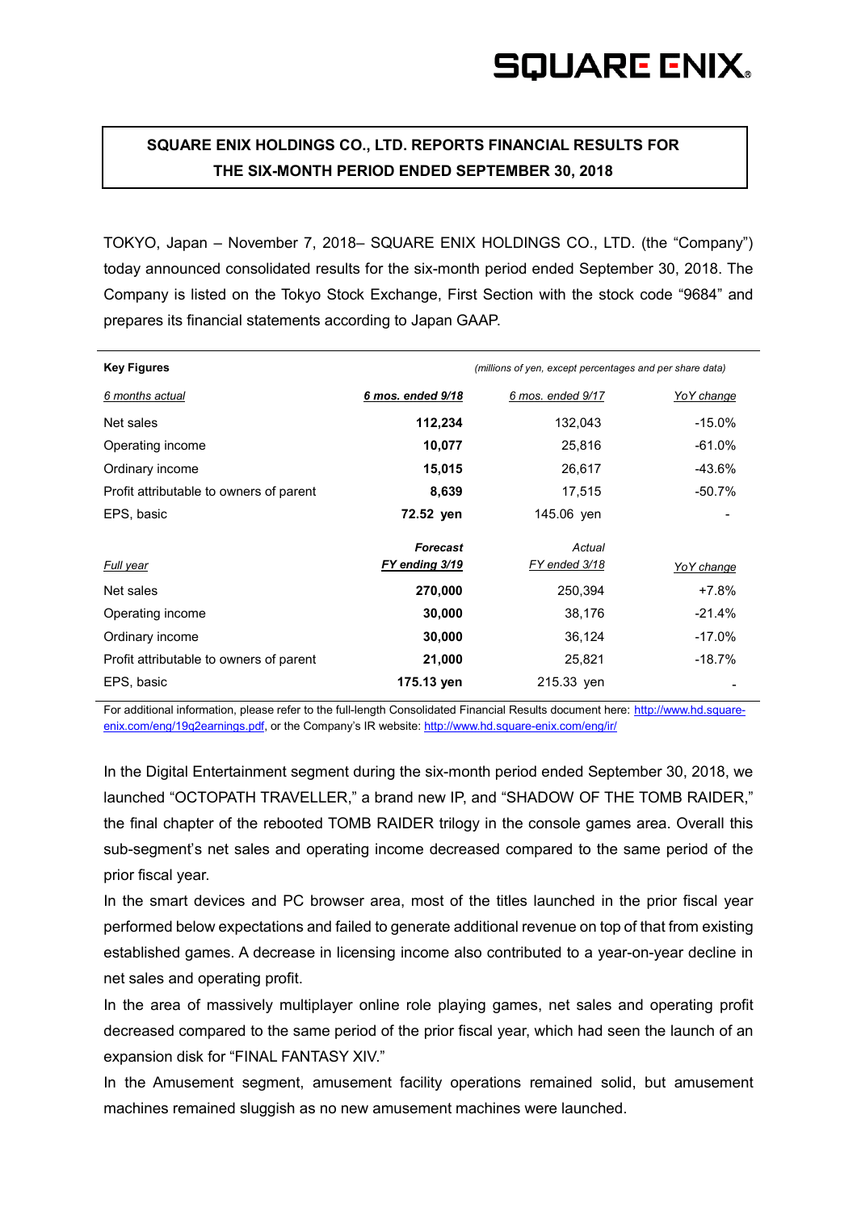SQUARE ENIX

**SQUARE ENIX HOLDINGS CO., LTD. REPORTS FINANCIAL RESULTS FOR THE SIX-MONTH PERIOD ENDED SEPTEMBER 30, 2018**

TOKYO, Japan – November 7, 2018– SQUARE ENIX HOLDINGS CO., LTD. (the "Company") today announced consolidated results for the six-month period ended September 30, 2018. The Company is listed on the Tokyo Stock Exchange, First Section with the stock code "9684" and prepares its financial statements according to Japan GAAP.

| **Key Figures** | *(millions of yen, except percentages and per share data)* | | |
|---|---|---|---|
| *6 months actual* | ***6 mos. ended 9/18*** | *6 mos. ended 9/17* | *YoY change* |
| Net sales | **112,234** | 132,043 | -15.0% |
| Operating income | **10,077** | 25,816 | -61.0% |
| Ordinary income | **15,015** | 26,617 | -43.6% |
| Profit attributable to owners of parent | **8,639** | 17,515 | -50.7% |
| EPS, basic | **72.52 yen** | 145.06 yen | - |
| *Full year* | ***Forecast FY ending 3/19*** | *Actual FY ended 3/18* | *YoY change* |
| Net sales | **270,000** | 250,394 | +7.8% |
| Operating income | **30,000** | 38,176 | -21.4% |
| Ordinary income | **30,000** | 36,124 | -17.0% |
| Profit attributable to owners of parent | **21,000** | 25,821 | -18.7% |
| EPS, basic | **175.13 yen** | 215.33 yen | - |

For additional information, please refer to the full-length Consolidated Financial Results document here: http://www.hd.square-enix.com/eng/19q2earnings.pdf, or the Company's IR website: http://www.hd.square-enix.com/eng/ir/

In the Digital Entertainment segment during the six-month period ended September 30, 2018, we launched "OCTOPATH TRAVELLER," a brand new IP, and "SHADOW OF THE TOMB RAIDER," the final chapter of the rebooted TOMB RAIDER trilogy in the console games area. Overall this sub-segment's net sales and operating income decreased compared to the same period of the prior fiscal year.

In the smart devices and PC browser area, most of the titles launched in the prior fiscal year performed below expectations and failed to generate additional revenue on top of that from existing established games. A decrease in licensing income also contributed to a year-on-year decline in net sales and operating profit.

In the area of massively multiplayer online role playing games, net sales and operating profit decreased compared to the same period of the prior fiscal year, which had seen the launch of an expansion disk for "FINAL FANTASY XIV."

In the Amusement segment, amusement facility operations remained solid, but amusement machines remained sluggish as no new amusement machines were launched.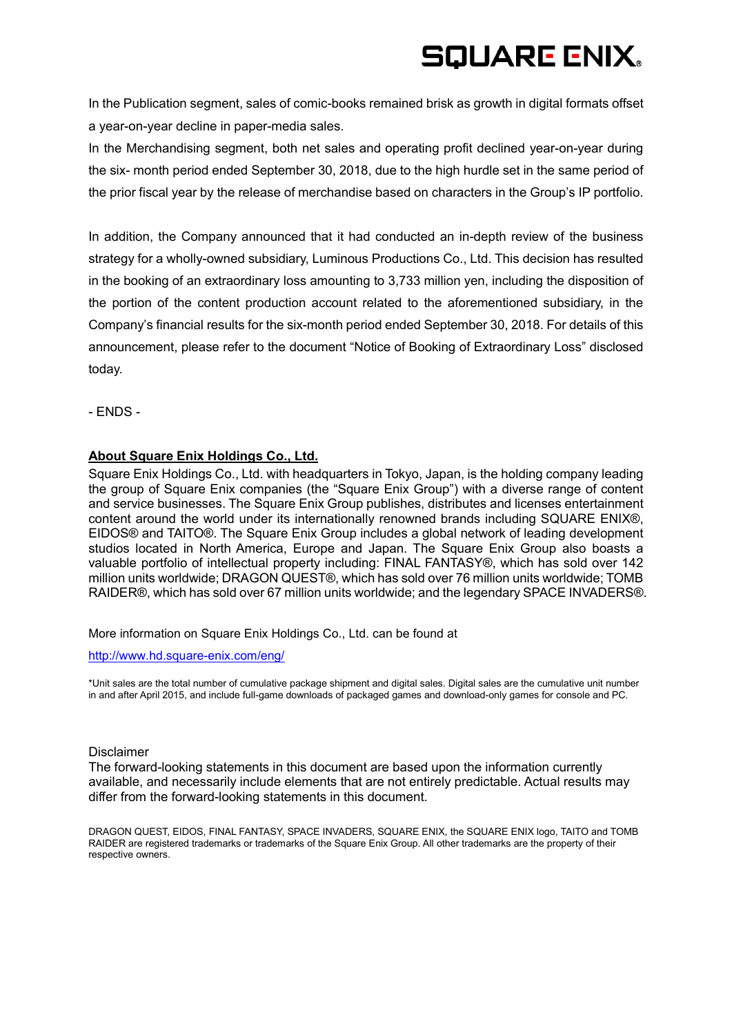In the Publication segment, sales of comic-books remained brisk as growth in digital formats offset a year-on-year decline in paper-media sales.

In the Merchandising segment, both net sales and operating profit declined year-on-year during the six- month period ended September 30, 2018, due to the high hurdle set in the same period of the prior fiscal year by the release of merchandise based on characters in the Group's IP portfolio.

In addition, the Company announced that it had conducted an in-depth review of the business strategy for a wholly-owned subsidiary, Luminous Productions Co., Ltd. This decision has resulted in the booking of an extraordinary loss amounting to 3,733 million yen, including the disposition of the portion of the content production account related to the aforementioned subsidiary, in the Company's financial results for the six-month period ended September 30, 2018. For details of this announcement, please refer to the document "Notice of Booking of Extraordinary Loss" disclosed today.

- ENDS -

**About Square Enix Holdings Co., Ltd.**

Square Enix Holdings Co., Ltd. with headquarters in Tokyo, Japan, is the holding company leading the group of Square Enix companies (the "Square Enix Group") with a diverse range of content and service businesses. The Square Enix Group publishes, distributes and licenses entertainment content around the world under its internationally renowned brands including SQUARE ENIX®, EIDOS® and TAITO®. The Square Enix Group includes a global network of leading development studios located in North America, Europe and Japan. The Square Enix Group also boasts a valuable portfolio of intellectual property including: FINAL FANTASY®, which has sold over 142 million units worldwide; DRAGON QUEST®, which has sold over 76 million units worldwide; TOMB RAIDER®, which has sold over 67 million units worldwide; and the legendary SPACE INVADERS®.

More information on Square Enix Holdings Co., Ltd. can be found at

http://www.hd.square-enix.com/eng/

*Unit sales are the total number of cumulative package shipment and digital sales. Digital sales are the cumulative unit number in and after April 2015, and include full-game downloads of packaged games and download-only games for console and PC.

Disclaimer

The forward-looking statements in this document are based upon the information currently available, and necessarily include elements that are not entirely predictable. Actual results may differ from the forward-looking statements in this document.

DRAGON QUEST, EIDOS, FINAL FANTASY, SPACE INVADERS, SQUARE ENIX, the SQUARE ENIX logo, TAITO and TOMB RAIDER are registered trademarks or trademarks of the Square Enix Group. All other trademarks are the property of their respective owners.